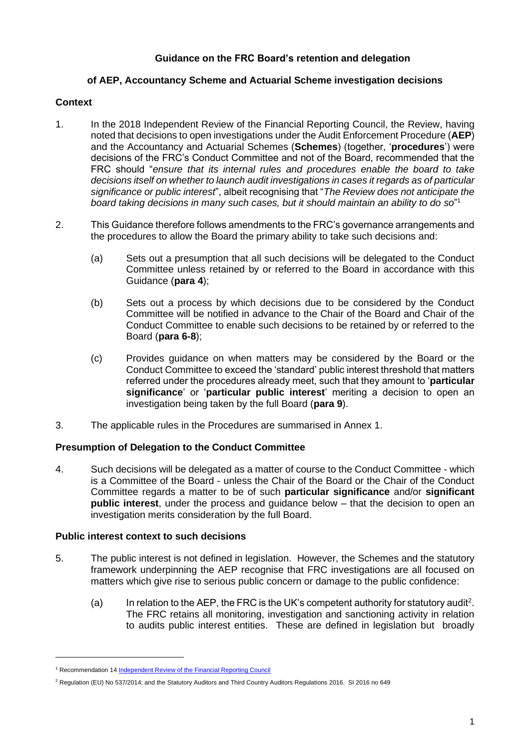# Guidance on the FRC Board's retention and delegation

# of AEP, Accountancy Scheme and Actuarial Scheme investigation decisions

## Context

1. In the 2018 Independent Review of the Financial Reporting Council, the Review, having noted that decisions to open investigations under the Audit Enforcement Procedure (**AEP**) and the Accountancy and Actuarial Schemes (**Schemes**) (together, '**procedures**') were decisions of the FRC's Conduct Committee and not of the Board, recommended that the FRC should "*ensure that its internal rules and procedures enable the board to take decisions itself on whether to launch audit investigations in cases it regards as of particular significance or public interest*", albeit recognising that "*The Review does not anticipate the board taking decisions in many such cases, but it should maintain an ability to do so*"[1]

2. This Guidance therefore follows amendments to the FRC's governance arrangements and the procedures to allow the Board the primary ability to take such decisions and:

   (a) Sets out a presumption that all such decisions will be delegated to the Conduct Committee unless retained by or referred to the Board in accordance with this Guidance (**para 4**);

   (b) Sets out a process by which decisions due to be considered by the Conduct Committee will be notified in advance to the Chair of the Board and Chair of the Conduct Committee to enable such decisions to be retained by or referred to the Board (**para 6-8**);

   (c) Provides guidance on when matters may be considered by the Board or the Conduct Committee to exceed the 'standard' public interest threshold that matters referred under the procedures already meet, such that they amount to '**particular significance**' or '**particular public interest**' meriting a decision to open an investigation being taken by the full Board (**para 9**).

3. The applicable rules in the Procedures are summarised in Annex 1.

## Presumption of Delegation to the Conduct Committee

4. Such decisions will be delegated as a matter of course to the Conduct Committee - which is a Committee of the Board - unless the Chair of the Board or the Chair of the Conduct Committee regards a matter to be of such **particular significance** and/or **significant public interest**, under the process and guidance below – that the decision to open an investigation merits consideration by the full Board.

## Public interest context to such decisions

5. The public interest is not defined in legislation. However, the Schemes and the statutory framework underpinning the AEP recognise that FRC investigations are all focused on matters which give rise to serious public concern or damage to the public confidence:

   (a) In relation to the AEP, the FRC is the UK's competent authority for statutory audit[2]. The FRC retains all monitoring, investigation and sanctioning activity in relation to audits public interest entities. These are defined in legislation but broadly

---

[1] Recommendation 14 Independent Review of the Financial Reporting Council

[2] Regulation (EU) No 537/2014; and the Statutory Auditors and Third Country Auditors Regulations 2016. SI 2016 no 649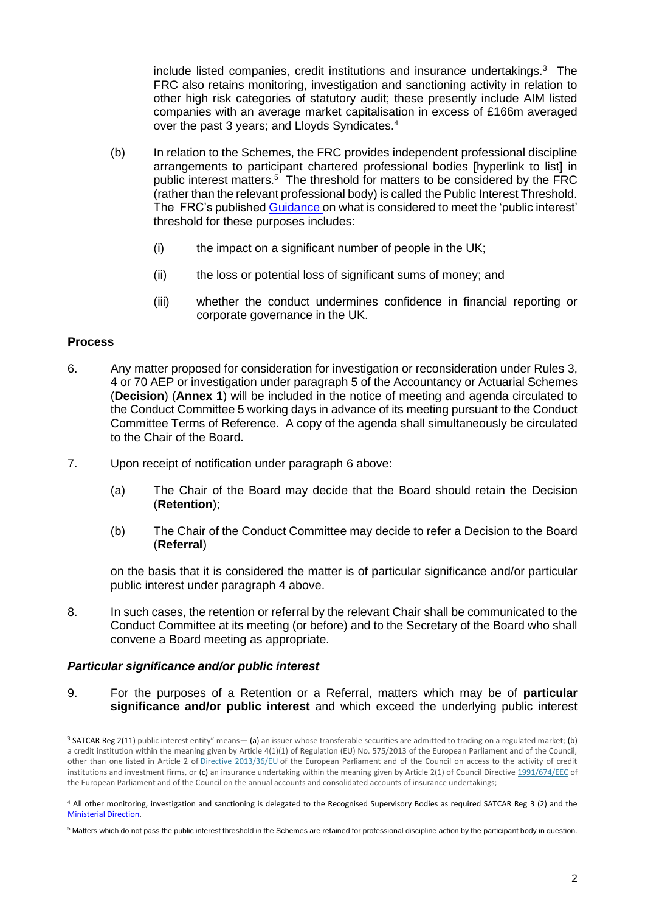include listed companies, credit institutions and insurance undertakings.[3] The FRC also retains monitoring, investigation and sanctioning activity in relation to other high risk categories of statutory audit; these presently include AIM listed companies with an average market capitalisation in excess of £166m averaged over the past 3 years; and Lloyds Syndicates.[4]

(b) In relation to the Schemes, the FRC provides independent professional discipline arrangements to participant chartered professional bodies [hyperlink to list] in public interest matters.[5] The threshold for matters to be considered by the FRC (rather than the relevant professional body) is called the Public Interest Threshold. The FRC's published Guidance on what is considered to meet the 'public interest' threshold for these purposes includes:

(i) the impact on a significant number of people in the UK;

(ii) the loss or potential loss of significant sums of money; and

(iii) whether the conduct undermines confidence in financial reporting or corporate governance in the UK.

### Process

6. Any matter proposed for consideration for investigation or reconsideration under Rules 3, 4 or 70 AEP or investigation under paragraph 5 of the Accountancy or Actuarial Schemes (**Decision**) (**Annex 1**) will be included in the notice of meeting and agenda circulated to the Conduct Committee 5 working days in advance of its meeting pursuant to the Conduct Committee Terms of Reference. A copy of the agenda shall simultaneously be circulated to the Chair of the Board.

7. Upon receipt of notification under paragraph 6 above:

(a) The Chair of the Board may decide that the Board should retain the Decision (**Retention**);

(b) The Chair of the Conduct Committee may decide to refer a Decision to the Board (**Referral**)

on the basis that it is considered the matter is of particular significance and/or particular public interest under paragraph 4 above.

8. In such cases, the retention or referral by the relevant Chair shall be communicated to the Conduct Committee at its meeting (or before) and to the Secretary of the Board who shall convene a Board meeting as appropriate.

### *Particular significance and/or public interest*

9. For the purposes of a Retention or a Referral, matters which may be of **particular significance and/or public interest** and which exceed the underlying public interest

---

[3] SATCAR Reg 2(11) public interest entity" means— (a) an issuer whose transferable securities are admitted to trading on a regulated market; (b) a credit institution within the meaning given by Article 4(1)(1) of Regulation (EU) No. 575/2013 of the European Parliament and of the Council, other than one listed in Article 2 of Directive 2013/36/EU of the European Parliament and of the Council on access to the activity of credit institutions and investment firms, or (c) an insurance undertaking within the meaning given by Article 2(1) of Council Directive 1991/674/EEC of the European Parliament and of the Council on the annual accounts and consolidated accounts of insurance undertakings;

[4] All other monitoring, investigation and sanctioning is delegated to the Recognised Supervisory Bodies as required SATCAR Reg 3 (2) and the Ministerial Direction.

[5] Matters which do not pass the public interest threshold in the Schemes are retained for professional discipline action by the participant body in question.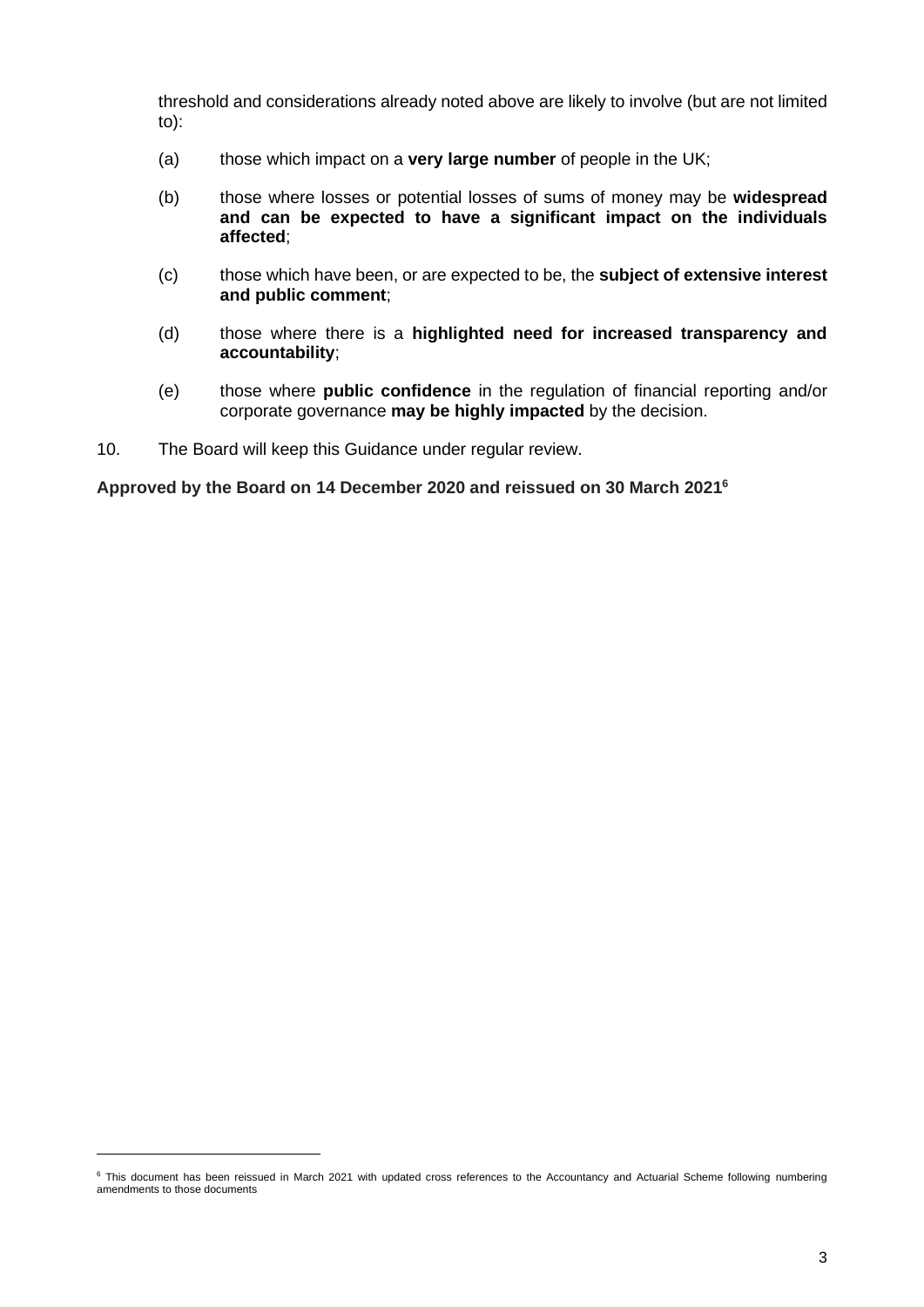threshold and considerations already noted above are likely to involve (but are not limited to):

(a) those which impact on a **very large number** of people in the UK;

(b) those where losses or potential losses of sums of money may be **widespread and can be expected to have a significant impact on the individuals affected**;

(c) those which have been, or are expected to be, the **subject of extensive interest and public comment**;

(d) those where there is a **highlighted need for increased transparency and accountability**;

(e) those where **public confidence** in the regulation of financial reporting and/or corporate governance **may be highly impacted** by the decision.

10. The Board will keep this Guidance under regular review.

**Approved by the Board on 14 December 2020 and reissued on 30 March 2021**[6]

---

[6] This document has been reissued in March 2021 with updated cross references to the Accountancy and Actuarial Scheme following numbering amendments to those documents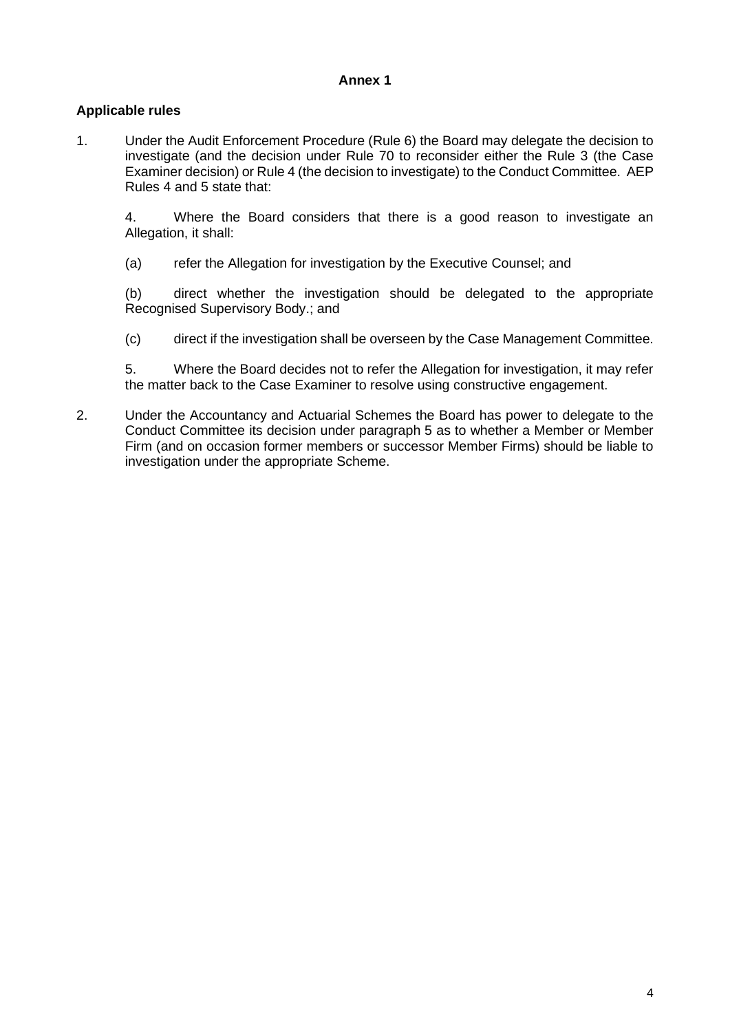**Annex 1**

**Applicable rules**

1. Under the Audit Enforcement Procedure (Rule 6) the Board may delegate the decision to investigate (and the decision under Rule 70 to reconsider either the Rule 3 (the Case Examiner decision) or Rule 4 (the decision to investigate) to the Conduct Committee. AEP Rules 4 and 5 state that:

   4. Where the Board considers that there is a good reason to investigate an Allegation, it shall:

   (a) refer the Allegation for investigation by the Executive Counsel; and

   (b) direct whether the investigation should be delegated to the appropriate Recognised Supervisory Body.; and

   (c) direct if the investigation shall be overseen by the Case Management Committee.

   5. Where the Board decides not to refer the Allegation for investigation, it may refer the matter back to the Case Examiner to resolve using constructive engagement.

2. Under the Accountancy and Actuarial Schemes the Board has power to delegate to the Conduct Committee its decision under paragraph 5 as to whether a Member or Member Firm (and on occasion former members or successor Member Firms) should be liable to investigation under the appropriate Scheme.